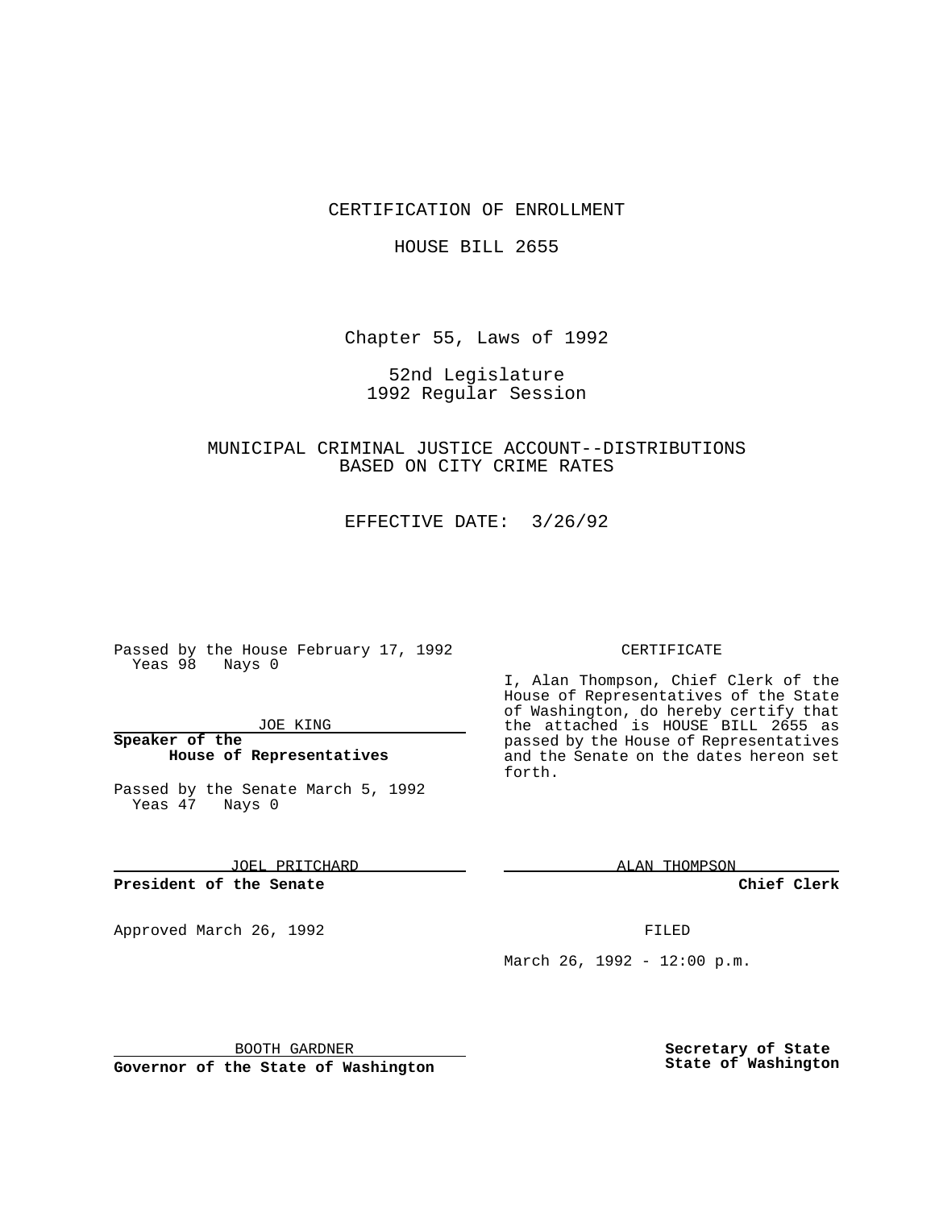CERTIFICATION OF ENROLLMENT

HOUSE BILL 2655

Chapter 55, Laws of 1992

52nd Legislature
1992 Regular Session

MUNICIPAL CRIMINAL JUSTICE ACCOUNT--DISTRIBUTIONS BASED ON CITY CRIME RATES

EFFECTIVE DATE: 3/26/92

Passed by the House February 17, 1992
Yeas 98 Nays 0

JOE KING

**Speaker of the House of Representatives**

Passed by the Senate March 5, 1992
Yeas 47 Nays 0

JOEL PRITCHARD

**President of the Senate**

Approved March 26, 1992

BOOTH GARDNER

**Governor of the State of Washington**

CERTIFICATE

I, Alan Thompson, Chief Clerk of the House of Representatives of the State of Washington, do hereby certify that the attached is HOUSE BILL 2655 as passed by the House of Representatives and the Senate on the dates hereon set forth.

ALAN THOMPSON

**Chief Clerk**

FILED

March 26, 1992 - 12:00 p.m.

**Secretary of State**
**State of Washington**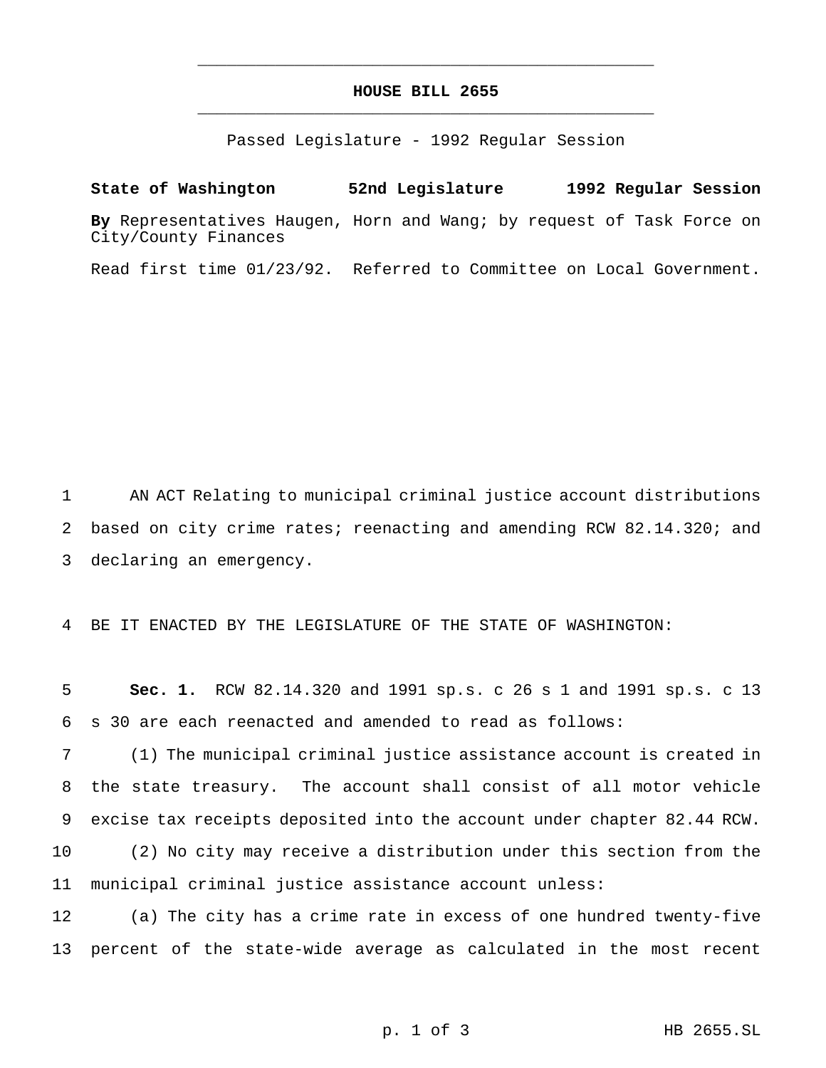# HOUSE BILL 2655

Passed Legislature - 1992 Regular Session

**State of Washington 52nd Legislature 1992 Regular Session**

**By** Representatives Haugen, Horn and Wang; by request of Task Force on City/County Finances

Read first time 01/23/92. Referred to Committee on Local Government.

1 AN ACT Relating to municipal criminal justice account distributions
2 based on city crime rates; reenacting and amending RCW 82.14.320; and
3 declaring an emergency.

4 BE IT ENACTED BY THE LEGISLATURE OF THE STATE OF WASHINGTON:

5 **Sec. 1.** RCW 82.14.320 and 1991 sp.s. c 26 s 1 and 1991 sp.s. c 13
6 s 30 are each reenacted and amended to read as follows:

7 (1) The municipal criminal justice assistance account is created in
8 the state treasury. The account shall consist of all motor vehicle
9 excise tax receipts deposited into the account under chapter 82.44 RCW.

10 (2) No city may receive a distribution under this section from the
11 municipal criminal justice assistance account unless:

12 (a) The city has a crime rate in excess of one hundred twenty-five
13 percent of the state-wide average as calculated in the most recent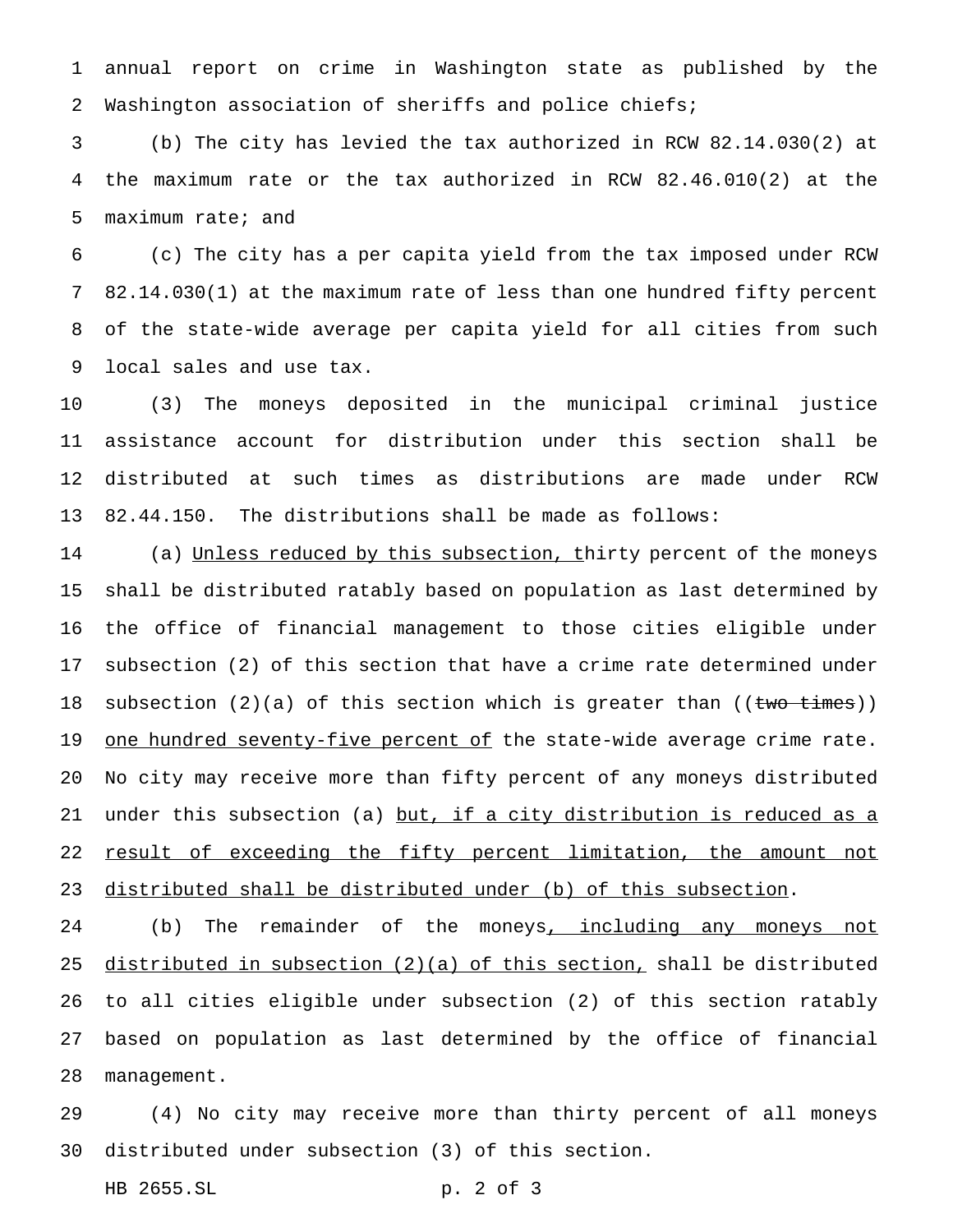annual report on crime in Washington state as published by the Washington association of sheriffs and police chiefs;

(b) The city has levied the tax authorized in RCW 82.14.030(2) at the maximum rate or the tax authorized in RCW 82.46.010(2) at the maximum rate; and

(c) The city has a per capita yield from the tax imposed under RCW 82.14.030(1) at the maximum rate of less than one hundred fifty percent of the state-wide average per capita yield for all cities from such local sales and use tax.

(3) The moneys deposited in the municipal criminal justice assistance account for distribution under this section shall be distributed at such times as distributions are made under RCW 82.44.150. The distributions shall be made as follows:

(a) <u>Unless reduced by this subsection, t</u>hirty percent of the moneys shall be distributed ratably based on population as last determined by the office of financial management to those cities eligible under subsection (2) of this section that have a crime rate determined under subsection (2)(a) of this section which is greater than ((~~two times~~)) <u>one hundred seventy-five percent of</u> the state-wide average crime rate. No city may receive more than fifty percent of any moneys distributed under this subsection (a) <u>but, if a city distribution is reduced as a result of exceeding the fifty percent limitation, the amount not distributed shall be distributed under (b) of this subsection</u>.

(b) The remainder of the moneys<u>, including any moneys not distributed in subsection (2)(a) of this section,</u> shall be distributed to all cities eligible under subsection (2) of this section ratably based on population as last determined by the office of financial management.

(4) No city may receive more than thirty percent of all moneys distributed under subsection (3) of this section.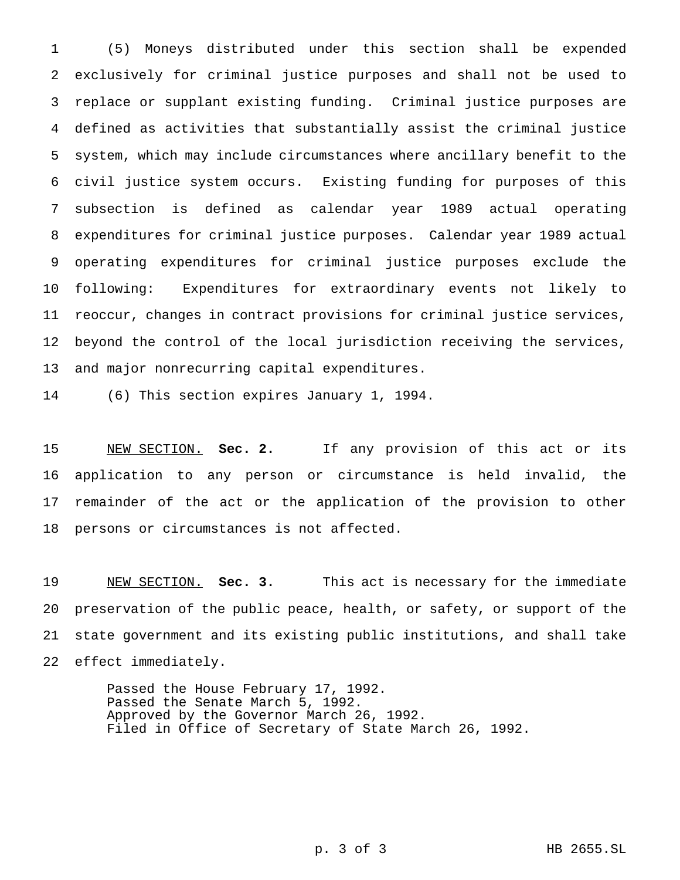(5) Moneys distributed under this section shall be expended exclusively for criminal justice purposes and shall not be used to replace or supplant existing funding. Criminal justice purposes are defined as activities that substantially assist the criminal justice system, which may include circumstances where ancillary benefit to the civil justice system occurs. Existing funding for purposes of this subsection is defined as calendar year 1989 actual operating expenditures for criminal justice purposes. Calendar year 1989 actual operating expenditures for criminal justice purposes exclude the following: Expenditures for extraordinary events not likely to reoccur, changes in contract provisions for criminal justice services, beyond the control of the local jurisdiction receiving the services, and major nonrecurring capital expenditures.

(6) This section expires January 1, 1994.

NEW SECTION. **Sec. 2.** If any provision of this act or its application to any person or circumstance is held invalid, the remainder of the act or the application of the provision to other persons or circumstances is not affected.

NEW SECTION. **Sec. 3.** This act is necessary for the immediate preservation of the public peace, health, or safety, or support of the state government and its existing public institutions, and shall take effect immediately.

Passed the House February 17, 1992.
Passed the Senate March 5, 1992.
Approved by the Governor March 26, 1992.
Filed in Office of Secretary of State March 26, 1992.